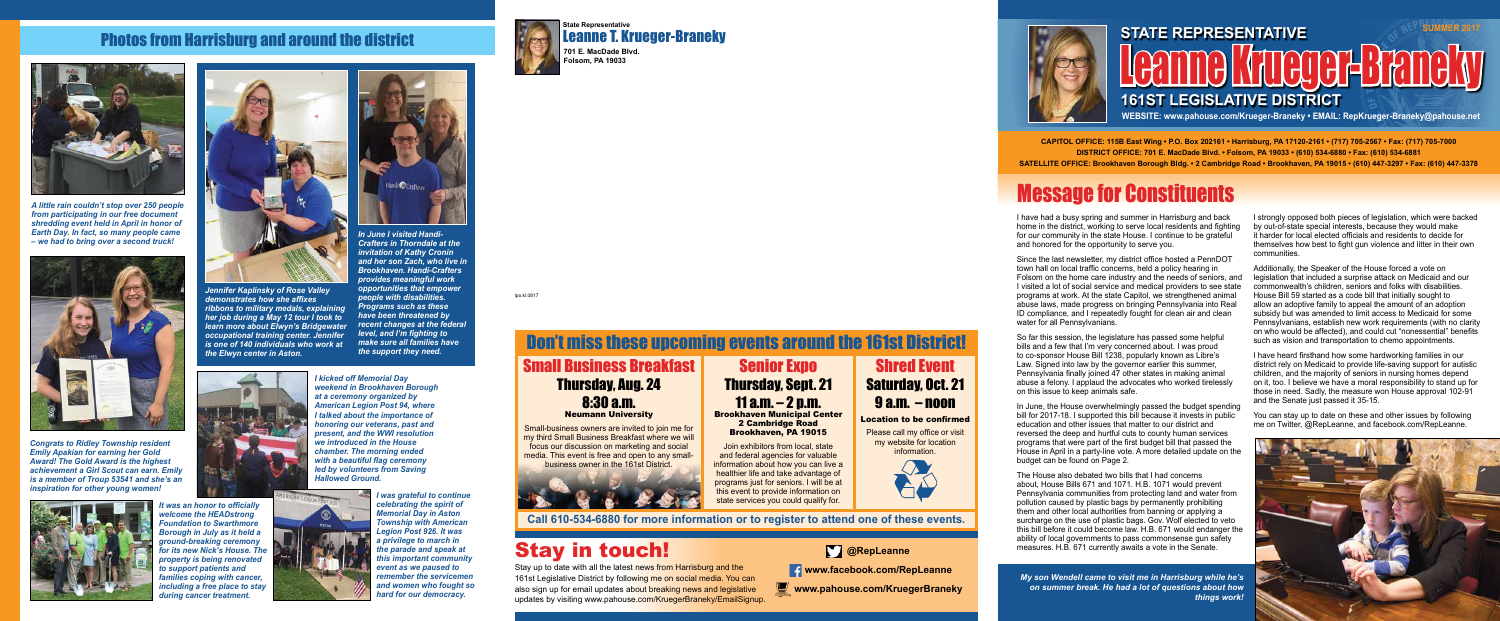## Photos from Harrisburg and around the district

*A little rain couldn't stop over 250 people from participating in our free document shredding event held in April in honor of Earth Day. In fact, so many people came – we had to bring over a second truck!*

*Jennifer Kaplinsky of Rose Valley demonstrates how she affixes ribbons to military medals, explaining her job during a May 12 tour I took to learn more about Elwyn's Bridgewater occupational training center. Jennifer is one of 140 individuals who work at the Elwyn center in Aston.*

*In June I visited Handi-Crafters in Thorndale at the invitation of Kathy Cronin and her son Zach, who live in Brookhaven. Handi-Crafters provides meaningful work opportunities that empower people with disabilities. Programs such as these have been threatened by recent changes at the federal level, and I'm fighting to make sure all families have the support they need.*

*Congrats to Ridley Township resident Emily Apakian for earning her Gold Award! The Gold Award is the highest achievement a Girl Scout can earn. Emily is a member of Troup 53541 and she's an inspiration for other young women!*

*I kicked off Memorial Day weekend in Brookhaven Borough at a ceremony organized by American Legion Post 94, where I talked about the importance of honoring our veterans, past and present, and the WWI resolution we introduced in the House chamber. The morning ended with a beautiful flag ceremony led by volunteers from Saving Hallowed Ground.*

*It was an honor to officially welcome the HEADstrong Foundation to Swarthmore Borough in July as it held a ground-breaking ceremony for its new Nick's House. The property is being renovated to support patients and families coping with cancer, including a free place to stay during cancer treatment.*

*I was grateful to continue celebrating the spirit of Memorial Day in Aston Township with American Legion Post 926. It was a privilege to march in the parade and speak at this important community event as we paused to remember the servicemen and women who fought so hard for our democracy.*

State Representative
**Leanne T. Krueger-Braneky**
701 E. MacDade Blvd.
Folsom, PA 19033

## Don't miss these upcoming events around the 161st District!

### Small Business Breakfast
**Thursday, Aug. 24**
**8:30 a.m.**
**Neumann University**

Small-business owners are invited to join me for my third Small Business Breakfast where we will focus our discussion on marketing and social media. This event is free and open to any small-business owner in the 161st District.

### Senior Expo
**Thursday, Sept. 21**
**11 a.m. – 2 p.m.**
**Brookhaven Municipal Center**
**2 Cambridge Road**
**Brookhaven, PA 19015**

Join exhibitors from local, state and federal agencies for valuable information about how you can live a healthier life and take advantage of programs just for seniors. I will be at this event to provide information on state services you could qualify for.

### Shred Event
**Saturday, Oct. 21**
**9 a.m. – noon**
**Location to be confirmed**

Please call my office or visit my website for location information.

**Call 610-534-6880 for more information or to register to attend one of these events.**

## Stay in touch!

Stay up to date with all the latest news from Harrisburg and the 161st Legislative District by following me on social media. You can also sign up for email updates about breaking news and legislative updates by visiting www.pahouse.com/KruegerBraneky/EmailSignup.

**@RepLeanne**
**www.facebook.com/RepLeanne**
**www.pahouse.com/KruegerBraneky**

# STATE REPRESENTATIVE Leanne Krueger-Braneky
## 161ST LEGISLATIVE DISTRICT
SUMMER 2017

**WEBSITE: www.pahouse.com/Krueger-Braneky • EMAIL: RepKrueger-Braneky@pahouse.net**

**CAPITOL OFFICE: 115B East Wing • P.O. Box 202161 • Harrisburg, PA 17120-2161 • (717) 705-2567 • Fax: (717) 705-7000**
**DISTRICT OFFICE: 701 E. MacDade Blvd. • Folsom, PA 19033 • (610) 534-6880 • Fax: (610) 534-6881**
**SATELLITE OFFICE: Brookhaven Borough Bldg. • 2 Cambridge Road • Brookhaven, PA 19015 • (610) 447-3297 • Fax: (610) 447-3378**

## Message for Constituents

I have had a busy spring and summer in Harrisburg and back home in the district, working to serve local residents and fighting for our community in the state House. I continue to be grateful and honored for the opportunity to serve you.

Since the last newsletter, my district office hosted a PennDOT town hall on local traffic concerns, held a policy hearing in Folsom on the home care industry and the needs of seniors, and I visited a lot of social service and medical providers to see state programs at work. At the state Capitol, we strengthened animal abuse laws, made progress on bringing Pennsylvania into Real ID compliance, and I repeatedly fought for clean air and clean water for all Pennsylvanians.

So far this session, the legislature has passed some helpful bills and a few that I'm very concerned about. I was proud to co-sponsor House Bill 1238, popularly known as Libre's Law. Signed into law by the governor earlier this summer, Pennsylvania finally joined 47 other states in making animal abuse a felony. I applaud the advocates who worked tirelessly on this issue to keep animals safe.

In June, the House overwhelmingly passed the budget spending bill for 2017-18. I supported this bill because it invests in public education and other issues that matter to our district and reversed the deep and hurtful cuts to county human services programs that were part of the first budget bill that passed the House in April in a party-line vote. A more detailed update on the budget can be found on Page 2.

The House also debated two bills that I had concerns about, House Bills 671 and 1071. H.B. 1071 would prevent Pennsylvania communities from protecting land and water from pollution caused by plastic bags by permanently prohibiting them and other local authorities from banning or applying a surcharge on the use of plastic bags. Gov. Wolf elected to veto this bill before it could become law. H.B. 671 would endanger the ability of local governments to pass commonsense gun safety measures. H.B. 671 currently awaits a vote in the Senate.

I strongly opposed both pieces of legislation, which were backed by out-of-state special interests, because they would make it harder for local elected officials and residents to decide for themselves how best to fight gun violence and litter in their own communities.

Additionally, the Speaker of the House forced a vote on legislation that included a surprise attack on Medicaid and our commonwealth's children, seniors and folks with disabilities. House Bill 59 started as a code bill that initially sought to allow an adoptive family to appeal the amount of an adoption subsidy but was amended to limit access to Medicaid for some Pennsylvanians, establish new work requirements (with no clarity on who would be affected), and could cut "nonessential" benefits such as vision and transportation to chemo appointments.

I have heard firsthand how some hardworking families in our district rely on Medicaid to provide life-saving support for autistic children, and the majority of seniors in nursing homes depend on it, too. I believe we have a moral responsibility to stand up for those in need. Sadly, the measure won House approval 102-91 and the Senate just passed it 35-15.

You can stay up to date on these and other issues by following me on Twitter, @RepLeanne, and facebook.com/RepLeanne.

*My son Wendell came to visit me in Harrisburg while he's on summer break. He had a lot of questions about how things work!*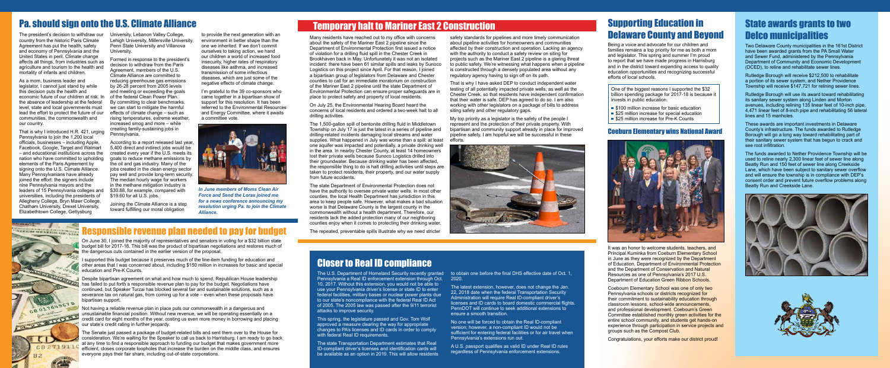## Pa. should sign onto the U.S. Climate Alliance

The president's decision to withdraw our country from the historic Paris Climate Agreement has put the health, safety and economy of Pennsylvania and the United States in peril. Climate change affects all things, from industries such as agriculture and tourism to the health and mortality of infants and children.

As a mom, business leader and legislator, I cannot just stand by while this decision puts the health and economic future of our children at risk. In the absence of leadership at the federal level, state and local governments must lead the effort to protect the future of our communities, the commonwealth and our country.

That is why I introduced H.R. 421, urging Pennsylvania to join the 1,200 local officials, businesses – including Apple, Facebook, Google, Target and Walmart – and educational institutions across the nation who have committed to upholding elements of the Paris Agreement by signing onto the U.S. Climate Alliance. Many Pennsylvanians have already joined the effort: the signers include nine Pennsylvania mayors and the leaders of 15 Pennsylvania colleges and universities, including the presidents of Allegheny College, Bryn Mawr College, Chatham University, Drexel University, Elizabethtown College, Gettysburg University, Lebanon Valley College, Lehigh University, Millersville University, Penn State University and Villanova University.

Formed in response to the president's decision to withdraw from the Paris Agreement, members of the U.S. Climate Alliance are committed to reducing greenhouse gas emissions by 26-28 percent from 2005 levels and meeting or exceeding the goals of the federal Clean Power Plan. By committing to clear benchmarks, we can start to mitigate the harmful effects of climate change – such as rising temperatures, extreme weather, increased smog and more – while creating family-sustaining jobs in Pennsylvania.

According to a report released last year, 5,400 direct and indirect jobs would be created every year if the U.S. meets its goals to reduce methane emissions by the oil and gas industry. Many of the jobs created in the clean energy sector pay well and provide long-term security. The median hourly wage for workers in the methane mitigation industry is $30.88, for example, compared with $19.60 for all U.S. jobs.

Joining the Climate Alliance is a step toward fulfilling our moral obligation to provide the next generation with an environment in better shape than the one we inherited. If we don't commit ourselves to taking action, we hand our children a world of increased food insecurity, higher rates of respiratory diseases like asthma, and increased transmission of some infectious diseases, which are just some of the negative effects of climate change.

I'm grateful to the 39 co-sponsors who came together in a bipartisan show of support for this resolution. It has been referred to the Environmental Resources and Energy Committee, where it awaits a committee vote.

*In June members of Moms Clean Air Force and Send the Lorax joined me for a news conference announcing my resolution urging Pa. to join the Climate Alliance.*

## Responsible revenue plan needed to pay for budget

On June 30, I joined the majority of representatives and senators in voting for a $32 billion state budget bill for 2017-18. This bill was the product of bipartisan negotiations and restores much of the dangerous cuts contained in the earlier version of the proposal.

I supported this budget because it preserves much of the line-item funding for education and other areas that I was concerned about, including $150 million in increases for basic and special education and Pre-K Counts.

Despite bipartisan agreement on what and how much to spend, Republican House leadership has failed to put forth a responsible revenue plan to pay for the budget. Negotiations have continued, but Speaker Turzai has blocked several fair and sustainable solutions, such as a severance tax on natural gas, from coming up for a vote – even when these proposals have bipartisan support.

Not having a reliable revenue plan in place puts our commonwealth in a dangerous and unsustainable financial position. Without new revenue, we will be operating essentially on a credit card for eight months of the year, costing us even more money in borrowing and placing our state's credit rating in further jeopardy.

The Senate just passed a package of budget-related bills and sent them over to the House for consideration. We're waiting for the Speaker to call us back to Harrisburg. I am ready to go back at any time to find a responsible approach to funding our budget that makes government more efficient, closes corporate loopholes that increase the burden on the middle class, and ensures everyone pays their fair share, including out-of-state corporations.

## Temporary halt to Mariner East 2 Construction

Many residents have reached out to my office with concerns about the safety of the Mariner East 2 pipeline since the Department of Environmental Protection first issued a notice of violation for a drilling fluid spill in the Chester Creek in Brookhaven back in May. Unfortunately it was not an isolated incident: there have been 61 similar spills and leaks by Sunoco Logistics on this project since April. For that reason, I joined a bipartisan group of legislators from Delaware and Chester counties to call for an immediate moratorium on construction of the Mariner East 2 pipeline until the state Department of Environmental Protection can ensure proper safeguards are in place to protect safety and property of local residents.

On July 25, the Environmental Hearing Board heard the concerns of local residents and ordered a two-week halt to all drilling activities.

The 1,500-gallon spill of bentonite drilling fluid in Middletown Township on July 17 is just the latest in a series of pipeline and drilling-related incidents damaging local streams and water supplies. What happened in July was worse than a spill: at least one aquifer was impacted and potentially, a private drinking well in the area. In nearby Chester County, at least 14 homeowners lost their private wells because Sunoco Logistics drilled into their groundwater. Because drinking water has been affected, the responsible thing to do is halt drilling activities until steps are taken to protect residents, their property, and our water supply from future accidents.

The state Department of Environmental Protection does not have the authority to oversee private water wells. In most other counties, the local Health Department has jurisdiction in this area to keep people safe. However, what makes a bad situation worse is that Delaware County is the largest county in the commonwealth without a health department. Therefore, our residents lack the added protection many of our neighboring counties enjoy when it comes to protecting their drinking water.

The repeated, preventable spills illustrate why we need stricter safety standards for pipelines and more timely communication about pipeline activities for homeowners and communities affected by their construction and operation. Lacking an agency with the authority to conduct a safety review on siting for projects such as the Mariner East 2 pipeline is a glaring threat to public safety. We're witnessing what happens when a pipeline is constructed through a densely populated area without any regulatory agency having to sign off on its path.

That is why I have asked DEP to conduct independent water testing of all potentially impacted private wells, as well as the Chester Creek, so that residents have independent confirmation that their water is safe. DEP has agreed to do so. I am also working with other legislators on a package of bills to address siting safety and other regulatory gaps.

My top priority as a legislator is the safety of the people I represent and the protection of their private property. With bipartisan and community support already in place for improved pipeline safety, I am hopeful we will be successful in these efforts.

## Closer to Real ID compliance

The U.S. Department of Homeland Security recently granted Pennsylvania a Real ID enforcement extension through Oct. 10, 2017. Without this extension, you would not be able to use your Pennsylvania driver's license or state ID to enter federal facilities, military bases or nuclear power plants due to our state's noncompliance with the federal Real ID Act of 2005. The 2005 law was passed after the 9/11 terrorist attacks to improve security.

This spring, the legislature passed and Gov. Tom Wolf approved a measure clearing the way for appropriate changes to PA's licenses and ID cards in order to comply with federal Real ID requirements.

The state Transportation Department estimates that Real ID-compliant driver's licenses and identification cards will be available as an option in 2019. This will allow residents to obtain one before the final DHS effective date of Oct. 1, 2020.

The latest extension, however, does not change the Jan. 22, 2018 date when the federal Transportation Security Administration will require Real ID-compliant driver's licenses and ID cards to board domestic commercial flights. PennDOT will continue to seek additional extensions to ensure a smooth transition.

No one will be forced to obtain the Real ID-compliant version; however, a non-compliant ID would not be sufficient for entering federal facilities or for air travel when Pennsylvania's extensions run out.

A U.S. passport qualifies as valid ID under Real ID rules regardless of Pennsylvania enforcement extensions.

## Supporting Education in Delaware County and Beyond

Being a voice and advocate for our children and families remains a top priority for me as both a mom and legislator. This spring and summer I'm proud to report that we have made progress in Harrisburg and in the district toward expanding access to quality education opportunities and recognizing successful efforts of local schools.

One of the biggest reasons I supported the $32 billion spending package for 2017-18 is because it invests in public education:

- $100 million increase for basic education
- $25 million increase for special education
- $25 million increase for Pre-K Counts

### Coeburn Elementary wins National Award

It was an honor to welcome students, teachers, and Principal Kuminka from Coeburn Elementary School in June as they were recognized by the Department of Education, Department of Environmental Protection and the Department of Conservation and Natural Resources as one of Pennsylvania's 2017 U.S. Department of Education Green Ribbon Schools.

Coebourn Elementary School was one of only two Pennsylvania schools or districts recognized for their commitment to sustainability education through classroom lessons, school-wide announcements, and professional development. Coebourn's Green Committee established monthly green activities for the entire school community, and students get hands-on experience through participation in service projects and groups such as the Compost Club.

Congratulations, your efforts make our district proud!

## State awards grants to two Delco municipalities

Two Delaware County municipalities in the 161st District have been awarded grants from the PA Small Water and Sewer Fund, administered by the Pennsylvania Department of Community and Economic Development (DCED), to reline and rehabilitate sewer lines.

Rutledge Borough will receive $212,500 to rehabilitate a portion of its sewer system, and Nether Providence Township will receive $147,721 for relining sewer lines.

Rutledge Borough will use its award toward rehabilitating its sanitary sewer system along Linden and Morton avenues, including relining 135 linear feet of 10-inch pipe, 4,471 linear feet of 8-inch pipe and rehabilitating 56 lateral lines and 15 manholes.

These awards are important investments in Delaware County's infrastructure. The funds awarded to Rutledge Borough will go a long way toward rehabilitating part of their sanitary sewer system that has begun to crack and see root infiltration.

The funds awarded to Nether Providence Township will be used to reline nearly 2,300 linear feet of sewer line along Beatty Run and 150 feet of sewer line along Creekside Lane, which have been subject to sanitary sewer overflow and will ensure the township is in compliance with DEP's consent order and prevent future overflow problems along Beatty Run and Creekside Lane.